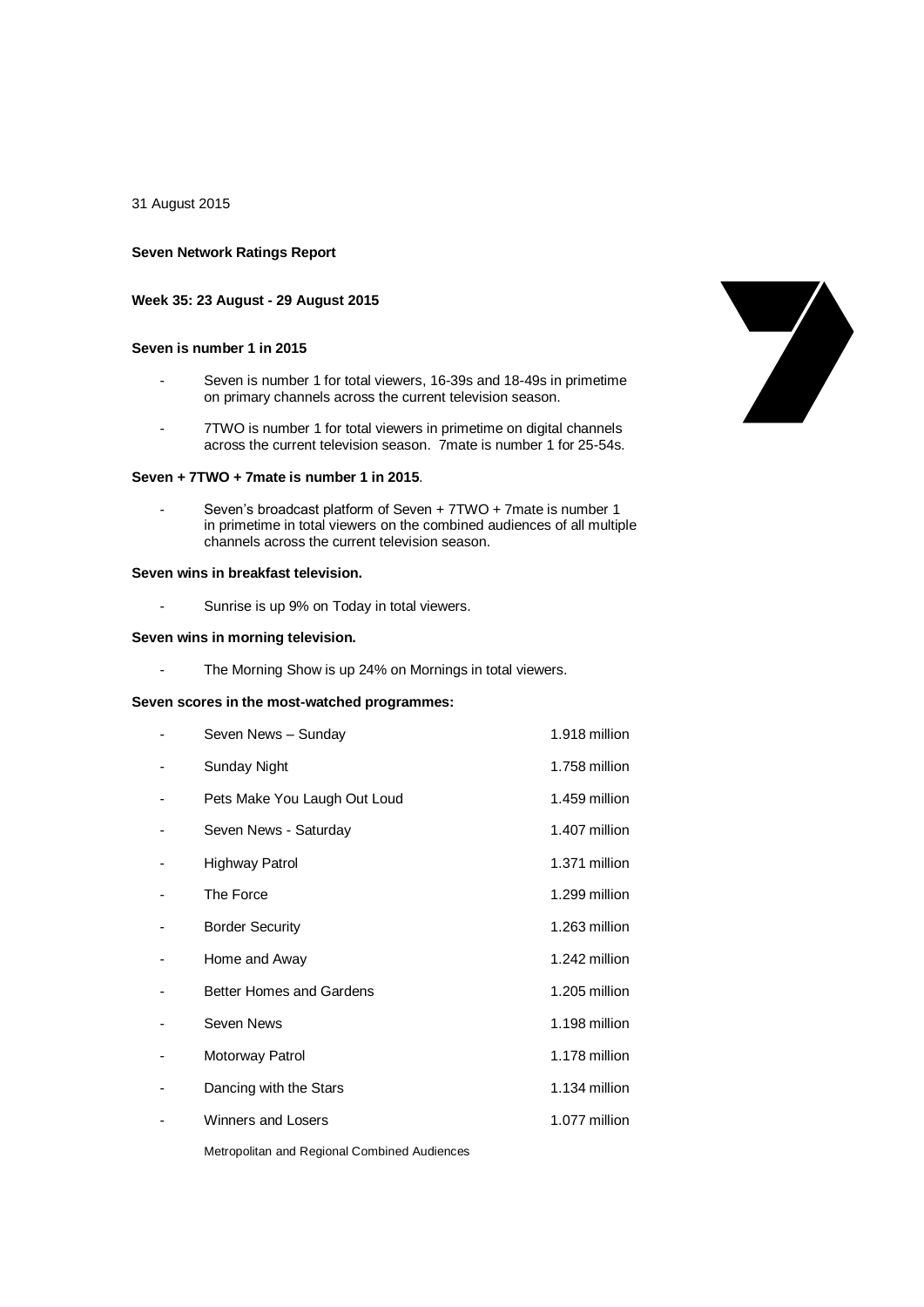31 August 2015

**Seven Network Ratings Report**

**Week 35: 23 August - 29 August 2015**

**Seven is number 1 in 2015**

- Seven is number 1 for total viewers, 16-39s and 18-49s in primetime on primary channels across the current television season.
- 7TWO is number 1 for total viewers in primetime on digital channels across the current television season. 7mate is number 1 for 25-54s.

**Seven + 7TWO + 7mate is number 1 in 2015**.

- Seven's broadcast platform of Seven + 7TWO + 7mate is number 1 in primetime in total viewers on the combined audiences of all multiple channels across the current television season.

**Seven wins in breakfast television.**

- Sunrise is up 9% on Today in total viewers.

**Seven wins in morning television.**

- The Morning Show is up 24% on Mornings in total viewers.

**Seven scores in the most-watched programmes:**

| | Programme | Viewers |
|---|---|---|
| - | Seven News – Sunday | 1.918 million |
| - | Sunday Night | 1.758 million |
| - | Pets Make You Laugh Out Loud | 1.459 million |
| - | Seven News - Saturday | 1.407 million |
| - | Highway Patrol | 1.371 million |
| - | The Force | 1.299 million |
| - | Border Security | 1.263 million |
| - | Home and Away | 1.242 million |
| - | Better Homes and Gardens | 1.205 million |
| - | Seven News | 1.198 million |
| - | Motorway Patrol | 1.178 million |
| - | Dancing with the Stars | 1.134 million |
| - | Winners and Losers | 1.077 million |

Metropolitan and Regional Combined Audiences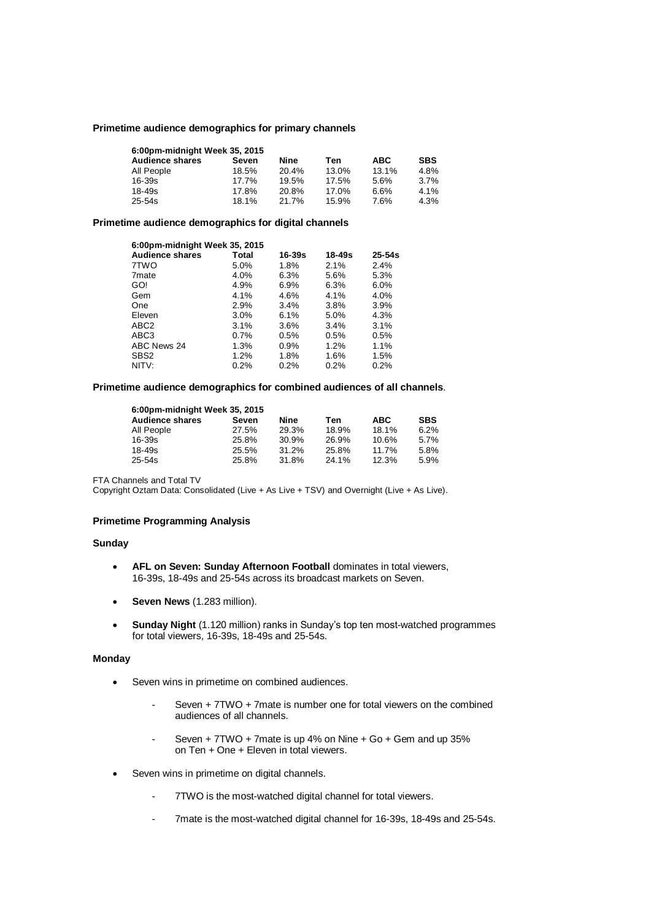**Primetime audience demographics for primary channels**

| 6:00pm-midnight Week 35, 2015 | | | | | |
|---|---|---|---|---|---|
| **Audience shares** | **Seven** | **Nine** | **Ten** | **ABC** | **SBS** |
| All People | 18.5% | 20.4% | 13.0% | 13.1% | 4.8% |
| 16-39s | 17.7% | 19.5% | 17.5% | 5.6% | 3.7% |
| 18-49s | 17.8% | 20.8% | 17.0% | 6.6% | 4.1% |
| 25-54s | 18.1% | 21.7% | 15.9% | 7.6% | 4.3% |

**Primetime audience demographics for digital channels**

| 6:00pm-midnight Week 35, 2015 | | | | |
|---|---|---|---|---|
| **Audience shares** | **Total** | **16-39s** | **18-49s** | **25-54s** |
| 7TWO | 5.0% | 1.8% | 2.1% | 2.4% |
| 7mate | 4.0% | 6.3% | 5.6% | 5.3% |
| GO! | 4.9% | 6.9% | 6.3% | 6.0% |
| Gem | 4.1% | 4.6% | 4.1% | 4.0% |
| One | 2.9% | 3.4% | 3.8% | 3.9% |
| Eleven | 3.0% | 6.1% | 5.0% | 4.3% |
| ABC2 | 3.1% | 3.6% | 3.4% | 3.1% |
| ABC3 | 0.7% | 0.5% | 0.5% | 0.5% |
| ABC News 24 | 1.3% | 0.9% | 1.2% | 1.1% |
| SBS2 | 1.2% | 1.8% | 1.6% | 1.5% |
| NITV: | 0.2% | 0.2% | 0.2% | 0.2% |

**Primetime audience demographics for combined audiences of all channels**.

| 6:00pm-midnight Week 35, 2015 | | | | | |
|---|---|---|---|---|---|
| **Audience shares** | **Seven** | **Nine** | **Ten** | **ABC** | **SBS** |
| All People | 27.5% | 29.3% | 18.9% | 18.1% | 6.2% |
| 16-39s | 25.8% | 30.9% | 26.9% | 10.6% | 5.7% |
| 18-49s | 25.5% | 31.2% | 25.8% | 11.7% | 5.8% |
| 25-54s | 25.8% | 31.8% | 24.1% | 12.3% | 5.9% |

FTA Channels and Total TV
Copyright Oztam Data: Consolidated (Live + As Live + TSV) and Overnight (Live + As Live).

**Primetime Programming Analysis**

**Sunday**

- **AFL on Seven: Sunday Afternoon Football** dominates in total viewers, 16-39s, 18-49s and 25-54s across its broadcast markets on Seven.
- **Seven News** (1.283 million).
- **Sunday Night** (1.120 million) ranks in Sunday's top ten most-watched programmes for total viewers, 16-39s, 18-49s and 25-54s.

**Monday**

- Seven wins in primetime on combined audiences.
  - Seven + 7TWO + 7mate is number one for total viewers on the combined audiences of all channels.
  - Seven + 7TWO + 7mate is up 4% on Nine + Go + Gem and up 35% on Ten + One + Eleven in total viewers.
- Seven wins in primetime on digital channels.
  - 7TWO is the most-watched digital channel for total viewers.
  - 7mate is the most-watched digital channel for 16-39s, 18-49s and 25-54s.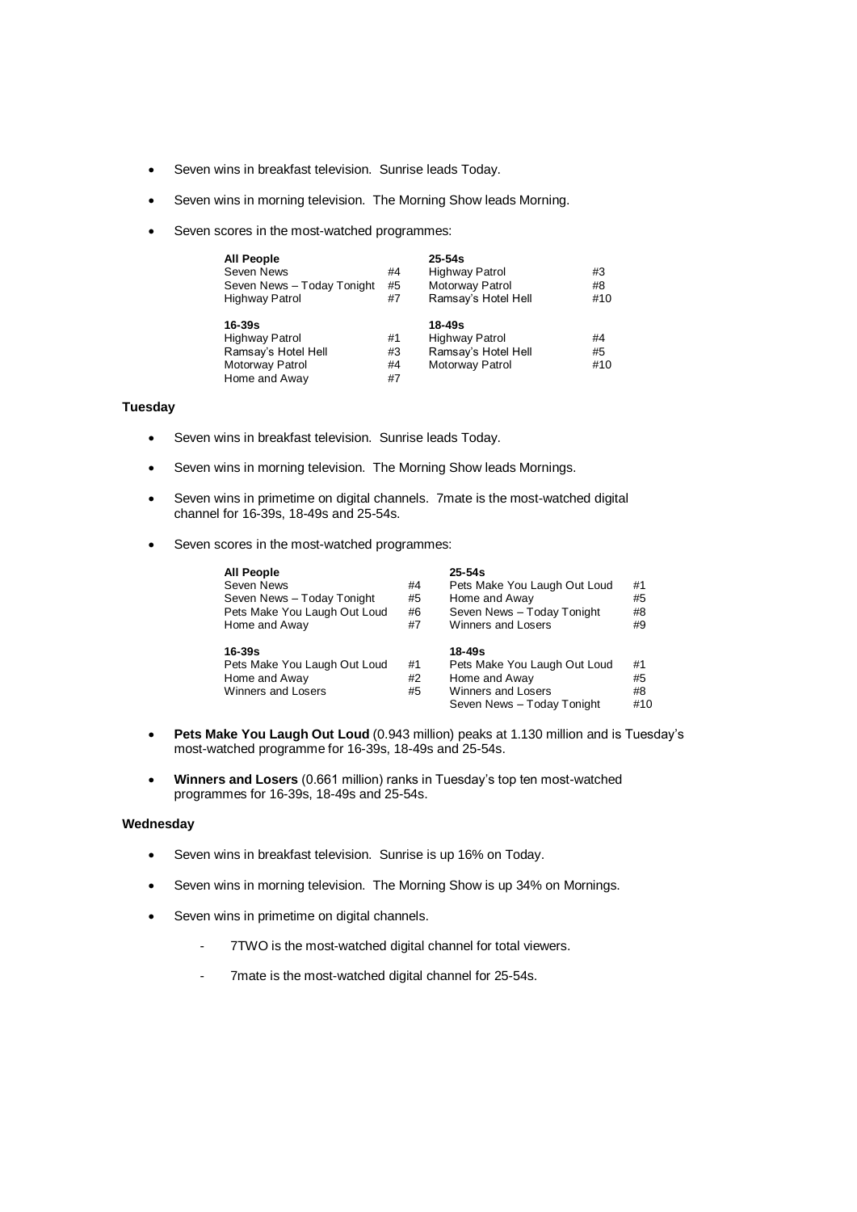- Seven wins in breakfast television. Sunrise leads Today.
- Seven wins in morning television. The Morning Show leads Morning.
- Seven scores in the most-watched programmes:

| All People | | 25-54s | |
|---|---|---|---|
| Seven News | #4 | Highway Patrol | #3 |
| Seven News – Today Tonight | #5 | Motorway Patrol | #8 |
| Highway Patrol | #7 | Ramsay's Hotel Hell | #10 |
| **16-39s** | | **18-49s** | |
| Highway Patrol | #1 | Highway Patrol | #4 |
| Ramsay's Hotel Hell | #3 | Ramsay's Hotel Hell | #5 |
| Motorway Patrol | #4 | Motorway Patrol | #10 |
| Home and Away | #7 | | |

**Tuesday**

- Seven wins in breakfast television. Sunrise leads Today.
- Seven wins in morning television. The Morning Show leads Mornings.
- Seven wins in primetime on digital channels. 7mate is the most-watched digital channel for 16-39s, 18-49s and 25-54s.
- Seven scores in the most-watched programmes:

| All People | | 25-54s | |
|---|---|---|---|
| Seven News | #4 | Pets Make You Laugh Out Loud | #1 |
| Seven News – Today Tonight | #5 | Home and Away | #5 |
| Pets Make You Laugh Out Loud | #6 | Seven News – Today Tonight | #8 |
| Home and Away | #7 | Winners and Losers | #9 |
| **16-39s** | | **18-49s** | |
| Pets Make You Laugh Out Loud | #1 | Pets Make You Laugh Out Loud | #1 |
| Home and Away | #2 | Home and Away | #5 |
| Winners and Losers | #5 | Winners and Losers | #8 |
| | | Seven News – Today Tonight | #10 |

- **Pets Make You Laugh Out Loud** (0.943 million) peaks at 1.130 million and is Tuesday's most-watched programme for 16-39s, 18-49s and 25-54s.
- **Winners and Losers** (0.661 million) ranks in Tuesday's top ten most-watched programmes for 16-39s, 18-49s and 25-54s.

**Wednesday**

- Seven wins in breakfast television. Sunrise is up 16% on Today.
- Seven wins in morning television. The Morning Show is up 34% on Mornings.
- Seven wins in primetime on digital channels.
  - 7TWO is the most-watched digital channel for total viewers.
  - 7mate is the most-watched digital channel for 25-54s.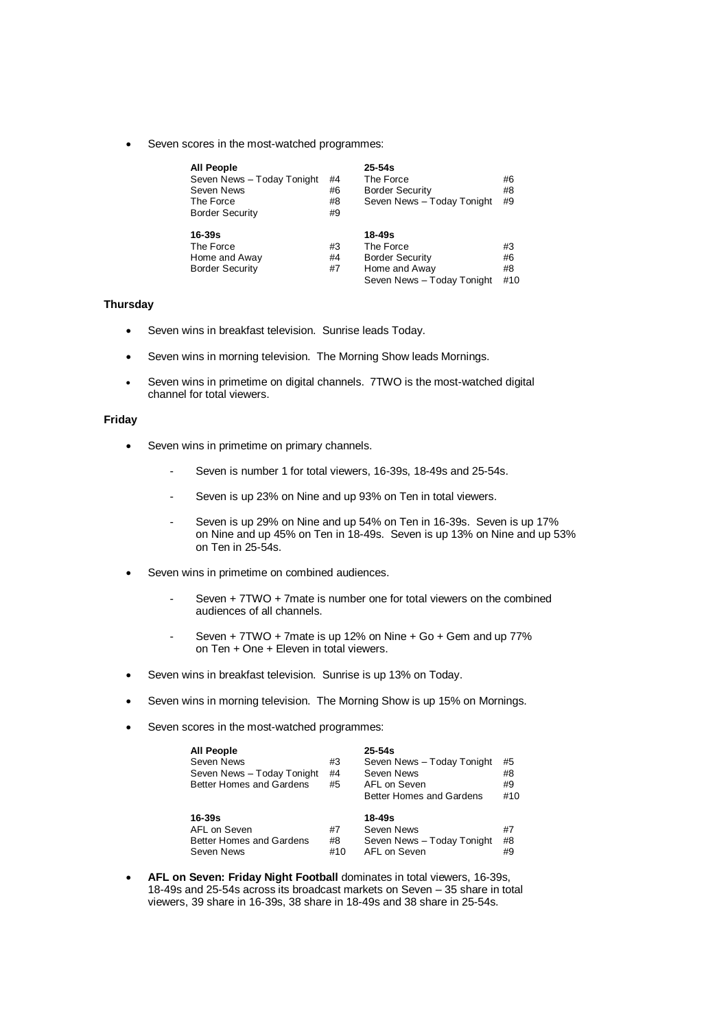- Seven scores in the most-watched programmes:

| All People | | 25-54s | |
|---|---|---|---|
| Seven News – Today Tonight | #4 | The Force | #6 |
| Seven News | #6 | Border Security | #8 |
| The Force | #8 | Seven News – Today Tonight | #9 |
| Border Security | #9 | | |
| **16-39s** | | **18-49s** | |
| The Force | #3 | The Force | #3 |
| Home and Away | #4 | Border Security | #6 |
| Border Security | #7 | Home and Away | #8 |
| | | Seven News – Today Tonight | #10 |

**Thursday**

- Seven wins in breakfast television. Sunrise leads Today.
- Seven wins in morning television. The Morning Show leads Mornings.
- Seven wins in primetime on digital channels. 7TWO is the most-watched digital channel for total viewers.

**Friday**

- Seven wins in primetime on primary channels.
    - Seven is number 1 for total viewers, 16-39s, 18-49s and 25-54s.
    - Seven is up 23% on Nine and up 93% on Ten in total viewers.
    - Seven is up 29% on Nine and up 54% on Ten in 16-39s. Seven is up 17% on Nine and up 45% on Ten in 18-49s. Seven is up 13% on Nine and up 53% on Ten in 25-54s.
- Seven wins in primetime on combined audiences.
    - Seven + 7TWO + 7mate is number one for total viewers on the combined audiences of all channels.
    - Seven + 7TWO + 7mate is up 12% on Nine + Go + Gem and up 77% on Ten + One + Eleven in total viewers.
- Seven wins in breakfast television. Sunrise is up 13% on Today.
- Seven wins in morning television. The Morning Show is up 15% on Mornings.
- Seven scores in the most-watched programmes:

| All People | | 25-54s | |
|---|---|---|---|
| Seven News | #3 | Seven News – Today Tonight | #5 |
| Seven News – Today Tonight | #4 | Seven News | #8 |
| Better Homes and Gardens | #5 | AFL on Seven | #9 |
| | | Better Homes and Gardens | #10 |
| **16-39s** | | **18-49s** | |
| AFL on Seven | #7 | Seven News | #7 |
| Better Homes and Gardens | #8 | Seven News – Today Tonight | #8 |
| Seven News | #10 | AFL on Seven | #9 |

- **AFL on Seven: Friday Night Football** dominates in total viewers, 16-39s, 18-49s and 25-54s across its broadcast markets on Seven – 35 share in total viewers, 39 share in 16-39s, 38 share in 18-49s and 38 share in 25-54s.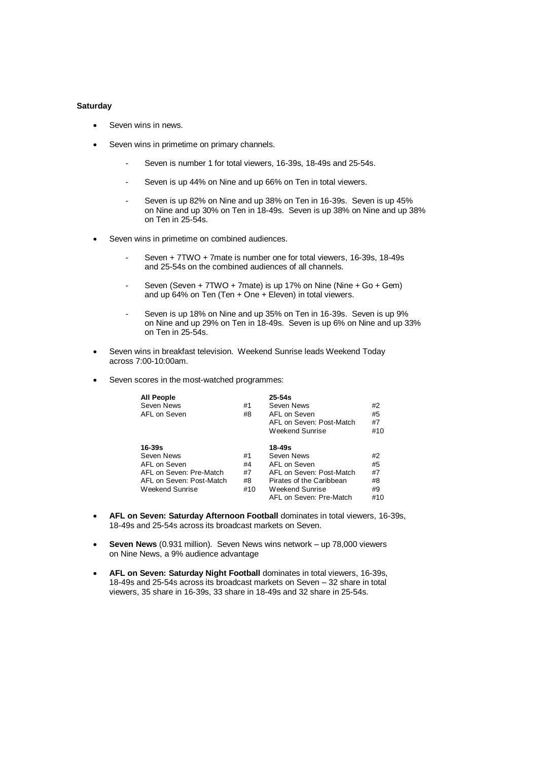**Saturday**

- Seven wins in news.
- Seven wins in primetime on primary channels.
    - Seven is number 1 for total viewers, 16-39s, 18-49s and 25-54s.
    - Seven is up 44% on Nine and up 66% on Ten in total viewers.
    - Seven is up 82% on Nine and up 38% on Ten in 16-39s. Seven is up 45% on Nine and up 30% on Ten in 18-49s. Seven is up 38% on Nine and up 38% on Ten in 25-54s.
- Seven wins in primetime on combined audiences.
    - Seven + 7TWO + 7mate is number one for total viewers, 16-39s, 18-49s and 25-54s on the combined audiences of all channels.
    - Seven (Seven + 7TWO + 7mate) is up 17% on Nine (Nine + Go + Gem) and up 64% on Ten (Ten + One + Eleven) in total viewers.
    - Seven is up 18% on Nine and up 35% on Ten in 16-39s. Seven is up 9% on Nine and up 29% on Ten in 18-49s. Seven is up 6% on Nine and up 33% on Ten in 25-54s.
- Seven wins in breakfast television. Weekend Sunrise leads Weekend Today across 7:00-10:00am.
- Seven scores in the most-watched programmes:

| **All People** | | **25-54s** | |
|---|---|---|---|
| Seven News | #1 | Seven News | #2 |
| AFL on Seven | #8 | AFL on Seven | #5 |
| | | AFL on Seven: Post-Match | #7 |
| | | Weekend Sunrise | #10 |
| **16-39s** | | **18-49s** | |
| Seven News | #1 | Seven News | #2 |
| AFL on Seven | #4 | AFL on Seven | #5 |
| AFL on Seven: Pre-Match | #7 | AFL on Seven: Post-Match | #7 |
| AFL on Seven: Post-Match | #8 | Pirates of the Caribbean | #8 |
| Weekend Sunrise | #10 | Weekend Sunrise | #9 |
| | | AFL on Seven: Pre-Match | #10 |

- **AFL on Seven: Saturday Afternoon Football** dominates in total viewers, 16-39s, 18-49s and 25-54s across its broadcast markets on Seven.
- **Seven News** (0.931 million). Seven News wins network – up 78,000 viewers on Nine News, a 9% audience advantage
- **AFL on Seven: Saturday Night Football** dominates in total viewers, 16-39s, 18-49s and 25-54s across its broadcast markets on Seven – 32 share in total viewers, 35 share in 16-39s, 33 share in 18-49s and 32 share in 25-54s.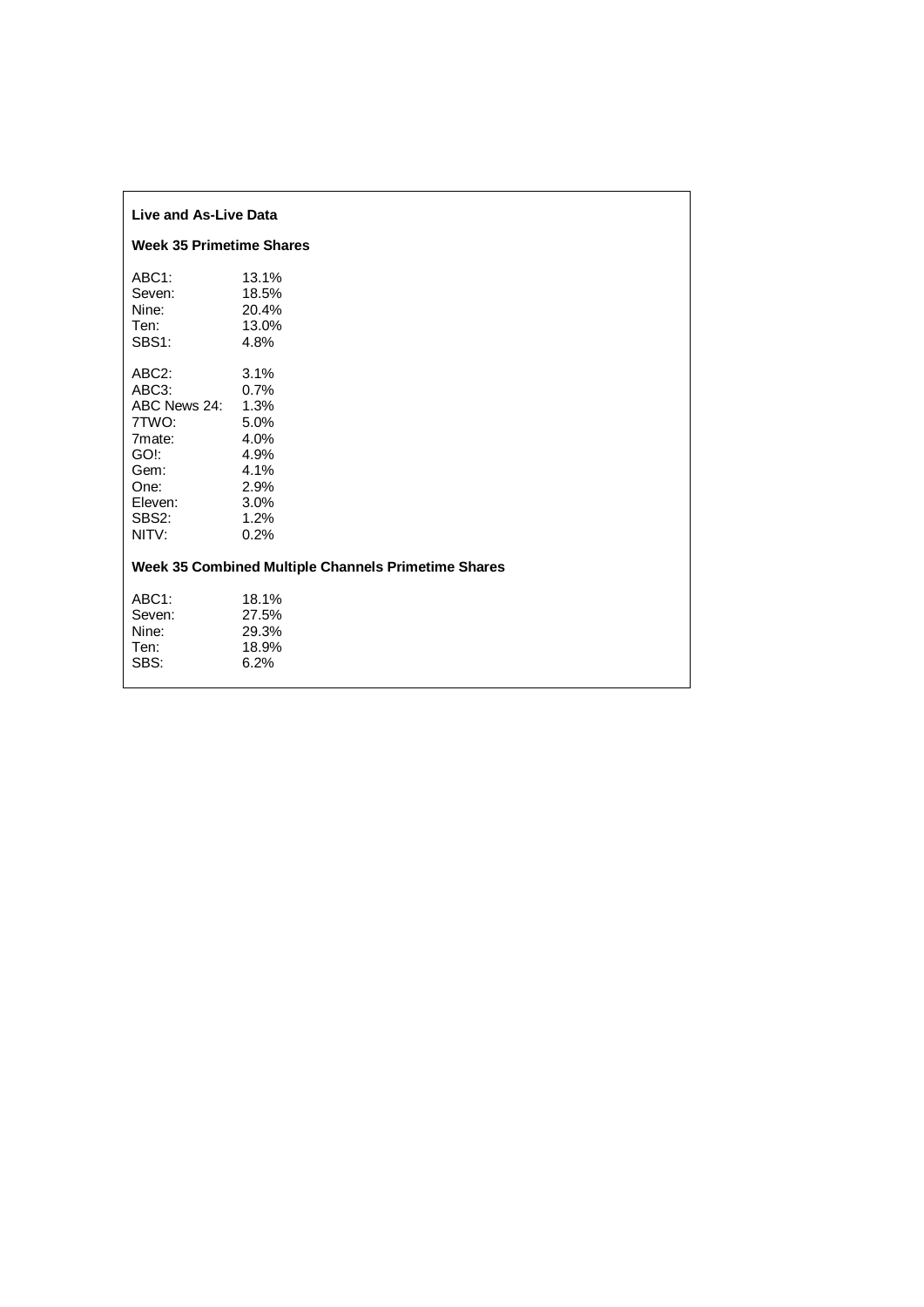**Live and As-Live Data**

**Week 35 Primetime Shares**

| | |
|---|---|
| ABC1: | 13.1% |
| Seven: | 18.5% |
| Nine: | 20.4% |
| Ten: | 13.0% |
| SBS1: | 4.8% |

| | |
|---|---|
| ABC2: | 3.1% |
| ABC3: | 0.7% |
| ABC News 24: | 1.3% |
| 7TWO: | 5.0% |
| 7mate: | 4.0% |
| GO!: | 4.9% |
| Gem: | 4.1% |
| One: | 2.9% |
| Eleven: | 3.0% |
| SBS2: | 1.2% |
| NITV: | 0.2% |

**Week 35 Combined Multiple Channels Primetime Shares**

| | |
|---|---|
| ABC1: | 18.1% |
| Seven: | 27.5% |
| Nine: | 29.3% |
| Ten: | 18.9% |
| SBS: | 6.2% |